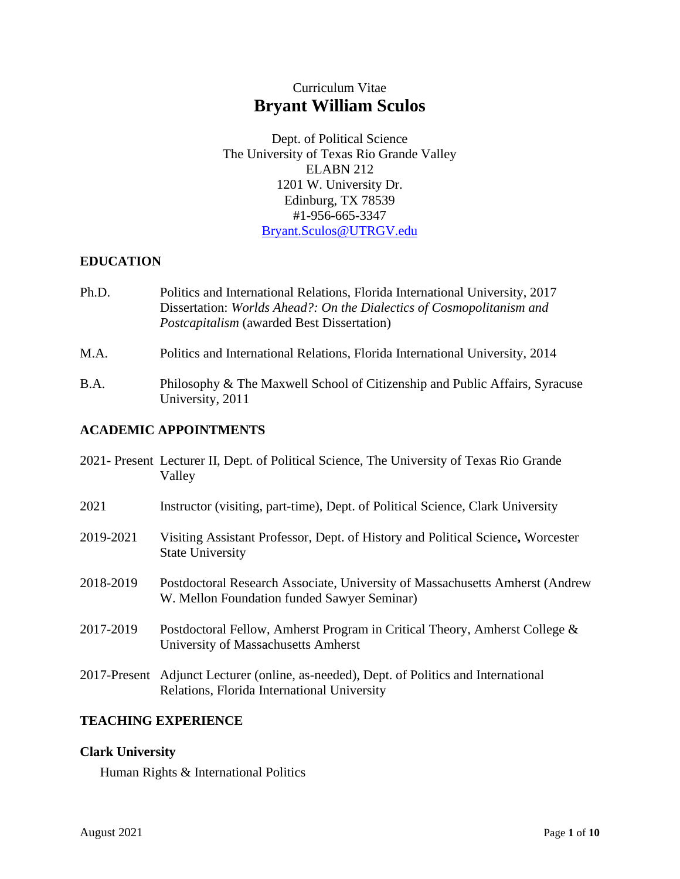Curriculum Vitae

# Bryant William Sculos

Dept. of Political Science
The University of Texas Rio Grande Valley
ELABN 212
1201 W. University Dr.
Edinburg, TX 78539
#1-956-665-3347
Bryant.Sculos@UTRGV.edu

## EDUCATION

Ph.D. Politics and International Relations, Florida International University, 2017
Dissertation: *Worlds Ahead?: On the Dialectics of Cosmopolitanism and Postcapitalism* (awarded Best Dissertation)

M.A. Politics and International Relations, Florida International University, 2014

B.A. Philosophy & The Maxwell School of Citizenship and Public Affairs, Syracuse University, 2011

## ACADEMIC APPOINTMENTS

2021- Present Lecturer II, Dept. of Political Science, The University of Texas Rio Grande Valley

2021 Instructor (visiting, part-time), Dept. of Political Science, Clark University

2019-2021 Visiting Assistant Professor, Dept. of History and Political Science**,** Worcester State University

2018-2019 Postdoctoral Research Associate, University of Massachusetts Amherst (Andrew W. Mellon Foundation funded Sawyer Seminar)

2017-2019 Postdoctoral Fellow, Amherst Program in Critical Theory, Amherst College & University of Massachusetts Amherst

2017-Present Adjunct Lecturer (online, as-needed), Dept. of Politics and International Relations, Florida International University

## TEACHING EXPERIENCE

### Clark University

Human Rights & International Politics

August 2021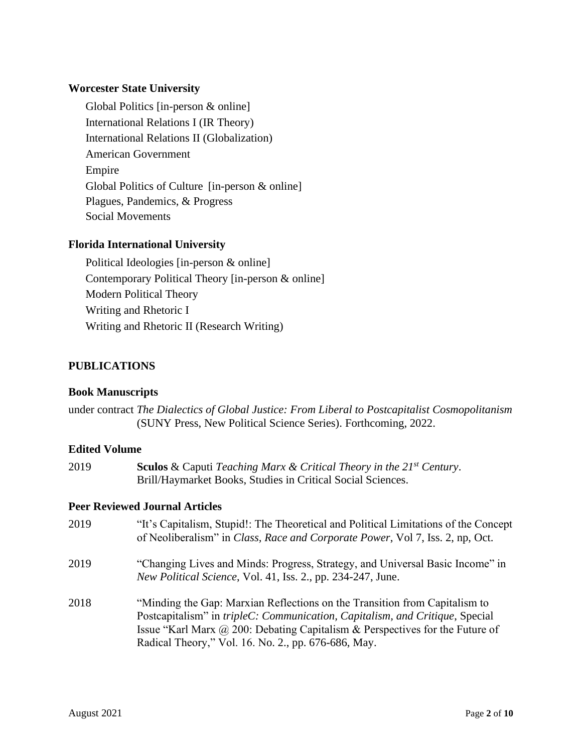**Worcester State University**

Global Politics [in-person & online]
International Relations I (IR Theory)
International Relations II (Globalization)
American Government
Empire
Global Politics of Culture [in-person & online]
Plagues, Pandemics, & Progress
Social Movements

**Florida International University**

Political Ideologies [in-person & online]
Contemporary Political Theory [in-person & online]
Modern Political Theory
Writing and Rhetoric I
Writing and Rhetoric II (Research Writing)

## PUBLICATIONS

### Book Manuscripts

under contract *The Dialectics of Global Justice: From Liberal to Postcapitalist Cosmopolitanism* (SUNY Press, New Political Science Series). Forthcoming, 2022.

### Edited Volume

2019 **Sculos** & Caputi *Teaching Marx & Critical Theory in the 21st Century*. Brill/Haymarket Books, Studies in Critical Social Sciences.

### Peer Reviewed Journal Articles

2019 "It's Capitalism, Stupid!: The Theoretical and Political Limitations of the Concept of Neoliberalism" in *Class, Race and Corporate Power*, Vol 7, Iss. 2, np, Oct.

2019 "Changing Lives and Minds: Progress, Strategy, and Universal Basic Income" in *New Political Science*, Vol. 41, Iss. 2., pp. 234-247, June.

2018 "Minding the Gap: Marxian Reflections on the Transition from Capitalism to Postcapitalism" in *tripleC: Communication, Capitalism, and Critique*, Special Issue "Karl Marx @ 200: Debating Capitalism & Perspectives for the Future of Radical Theory," Vol. 16. No. 2., pp. 676-686, May.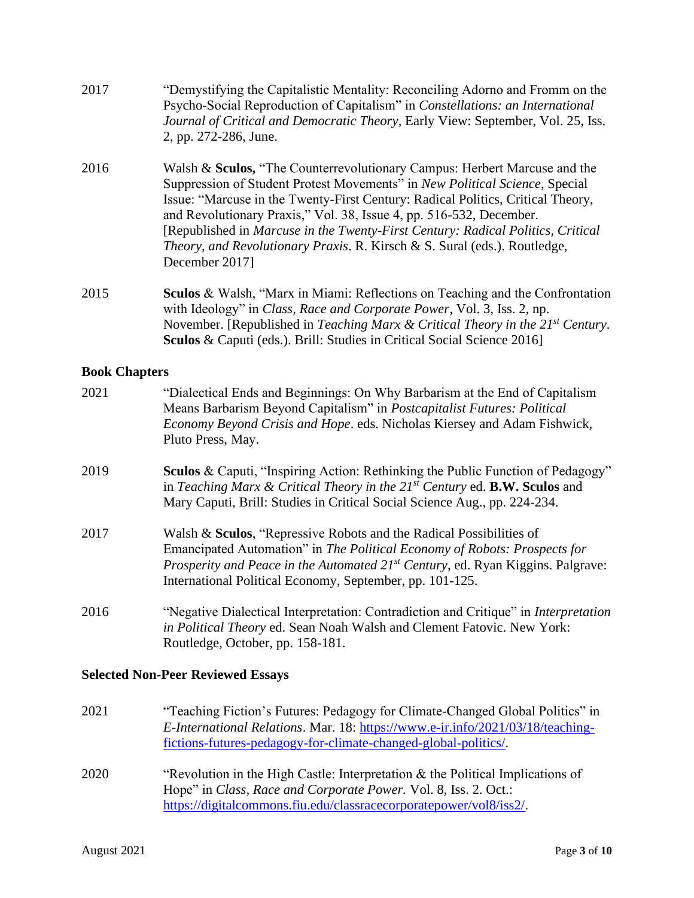2017 "Demystifying the Capitalistic Mentality: Reconciling Adorno and Fromm on the Psycho-Social Reproduction of Capitalism" in *Constellations: an International Journal of Critical and Democratic Theory*, Early View: September, Vol. 25, Iss. 2, pp. 272-286, June.

2016 Walsh & **Sculos,** "The Counterrevolutionary Campus: Herbert Marcuse and the Suppression of Student Protest Movements" in *New Political Science*, Special Issue: "Marcuse in the Twenty-First Century: Radical Politics, Critical Theory, and Revolutionary Praxis," Vol. 38, Issue 4, pp. 516-532, December. [Republished in *Marcuse in the Twenty-First Century: Radical Politics, Critical Theory, and Revolutionary Praxis*. R. Kirsch & S. Sural (eds.). Routledge, December 2017]

2015 **Sculos** & Walsh, "Marx in Miami: Reflections on Teaching and the Confrontation with Ideology" in *Class, Race and Corporate Power*, Vol. 3, Iss. 2, np. November. [Republished in *Teaching Marx & Critical Theory in the 21st Century*. **Sculos** & Caputi (eds.). Brill: Studies in Critical Social Science 2016]

### Book Chapters

2021 "Dialectical Ends and Beginnings: On Why Barbarism at the End of Capitalism Means Barbarism Beyond Capitalism" in *Postcapitalist Futures: Political Economy Beyond Crisis and Hope*. eds. Nicholas Kiersey and Adam Fishwick, Pluto Press, May.

2019 **Sculos** & Caputi, "Inspiring Action: Rethinking the Public Function of Pedagogy" in *Teaching Marx & Critical Theory in the 21st Century* ed. **B.W. Sculos** and Mary Caputi, Brill: Studies in Critical Social Science Aug., pp. 224-234.

2017 Walsh & **Sculos**, "Repressive Robots and the Radical Possibilities of Emancipated Automation" in *The Political Economy of Robots: Prospects for Prosperity and Peace in the Automated 21st Century*, ed. Ryan Kiggins. Palgrave: International Political Economy, September, pp. 101-125.

2016 "Negative Dialectical Interpretation: Contradiction and Critique" in *Interpretation in Political Theory* ed. Sean Noah Walsh and Clement Fatovic. New York: Routledge, October, pp. 158-181.

### Selected Non-Peer Reviewed Essays

2021 "Teaching Fiction's Futures: Pedagogy for Climate-Changed Global Politics" in *E-International Relations*. Mar. 18: https://www.e-ir.info/2021/03/18/teaching-fictions-futures-pedagogy-for-climate-changed-global-politics/.

2020 "Revolution in the High Castle: Interpretation & the Political Implications of Hope" in *Class, Race and Corporate Power.* Vol. 8, Iss. 2. Oct.: https://digitalcommons.fiu.edu/classracecorporatepower/vol8/iss2/.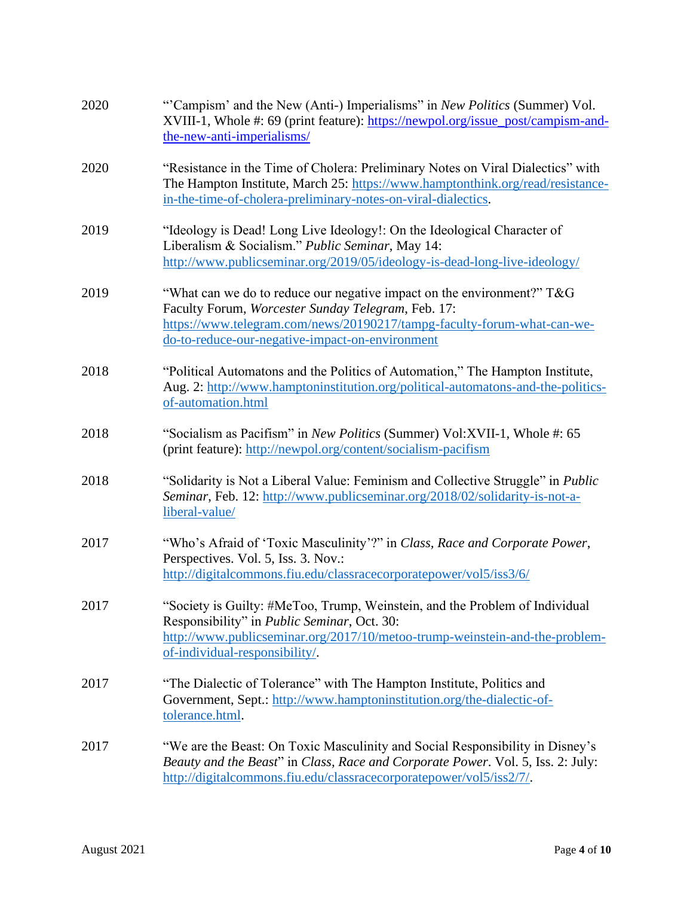2020 "'Campism' and the New (Anti-) Imperialisms" in *New Politics* (Summer) Vol. XVIII-1, Whole #: 69 (print feature): https://newpol.org/issue_post/campism-and-the-new-anti-imperialisms/

2020 "Resistance in the Time of Cholera: Preliminary Notes on Viral Dialectics" with The Hampton Institute, March 25: https://www.hamptonthink.org/read/resistance-in-the-time-of-cholera-preliminary-notes-on-viral-dialectics.

2019 "Ideology is Dead! Long Live Ideology!: On the Ideological Character of Liberalism & Socialism." *Public Seminar*, May 14: http://www.publicseminar.org/2019/05/ideology-is-dead-long-live-ideology/

2019 "What can we do to reduce our negative impact on the environment?" T&G Faculty Forum, *Worcester Sunday Telegram*, Feb. 17: https://www.telegram.com/news/20190217/tampg-faculty-forum-what-can-we-do-to-reduce-our-negative-impact-on-environment

2018 "Political Automatons and the Politics of Automation," The Hampton Institute, Aug. 2: http://www.hamptoninstitution.org/political-automatons-and-the-politics-of-automation.html

2018 "Socialism as Pacifism" in *New Politics* (Summer) Vol:XVII-1, Whole #: 65 (print feature): http://newpol.org/content/socialism-pacifism

2018 "Solidarity is Not a Liberal Value: Feminism and Collective Struggle" in *Public Seminar*, Feb. 12: http://www.publicseminar.org/2018/02/solidarity-is-not-a-liberal-value/

2017 "Who's Afraid of 'Toxic Masculinity'?" in *Class, Race and Corporate Power*, Perspectives. Vol. 5, Iss. 3. Nov.: http://digitalcommons.fiu.edu/classracecorporatepower/vol5/iss3/6/

2017 "Society is Guilty: #MeToo, Trump, Weinstein, and the Problem of Individual Responsibility" in *Public Seminar*, Oct. 30: http://www.publicseminar.org/2017/10/metoo-trump-weinstein-and-the-problem-of-individual-responsibility/.

2017 "The Dialectic of Tolerance" with The Hampton Institute, Politics and Government, Sept.: http://www.hamptoninstitution.org/the-dialectic-of-tolerance.html.

2017 "We are the Beast: On Toxic Masculinity and Social Responsibility in Disney's *Beauty and the Beast*" in *Class, Race and Corporate Power*. Vol. 5, Iss. 2: July: http://digitalcommons.fiu.edu/classracecorporatepower/vol5/iss2/7/.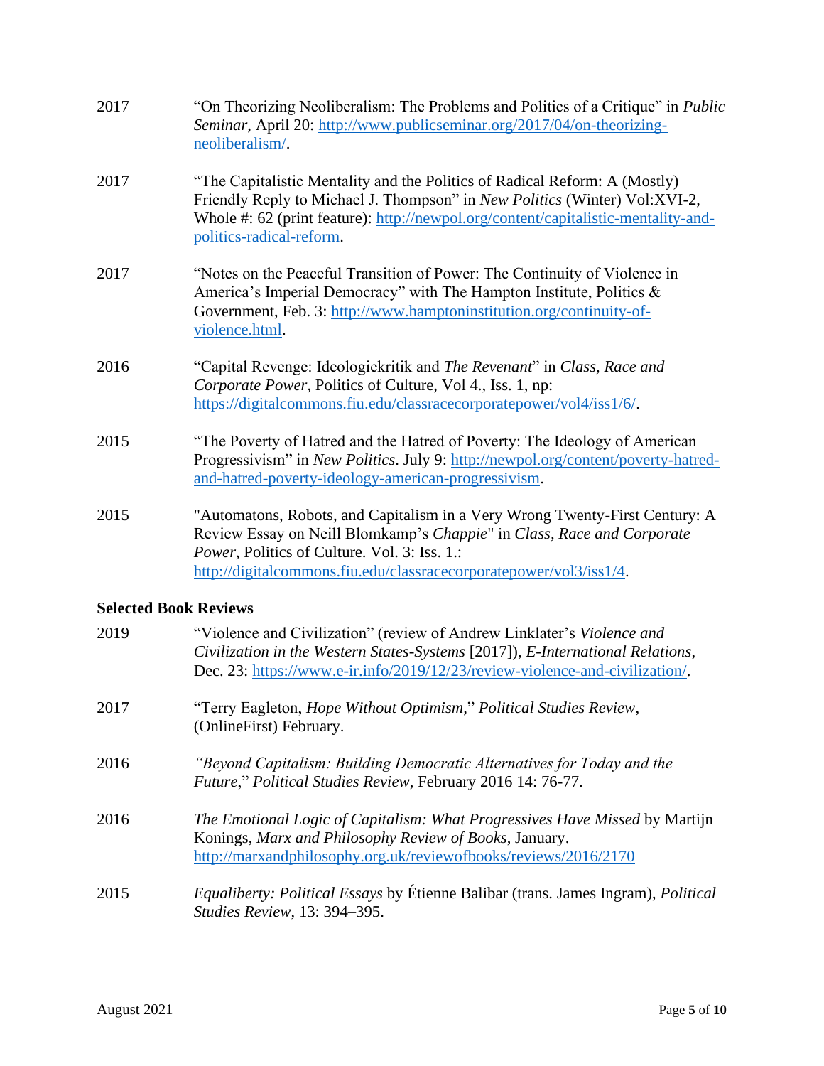2017 “On Theorizing Neoliberalism: The Problems and Politics of a Critique” in *Public Seminar*, April 20: http://www.publicseminar.org/2017/04/on-theorizing-neoliberalism/.

2017 “The Capitalistic Mentality and the Politics of Radical Reform: A (Mostly) Friendly Reply to Michael J. Thompson” in *New Politics* (Winter) Vol:XVI-2, Whole #: 62 (print feature): http://newpol.org/content/capitalistic-mentality-and-politics-radical-reform.

2017 “Notes on the Peaceful Transition of Power: The Continuity of Violence in America’s Imperial Democracy” with The Hampton Institute, Politics & Government, Feb. 3: http://www.hamptoninstitution.org/continuity-of-violence.html.

2016 “Capital Revenge: Ideologiekritik and *The Revenant*” in *Class, Race and Corporate Power*, Politics of Culture, Vol 4., Iss. 1, np: https://digitalcommons.fiu.edu/classracecorporatepower/vol4/iss1/6/.

2015 “The Poverty of Hatred and the Hatred of Poverty: The Ideology of American Progressivism” in *New Politics*. July 9: http://newpol.org/content/poverty-hatred-and-hatred-poverty-ideology-american-progressivism.

2015 "Automatons, Robots, and Capitalism in a Very Wrong Twenty-First Century: A Review Essay on Neill Blomkamp’s *Chappie*" in *Class, Race and Corporate Power*, Politics of Culture. Vol. 3: Iss. 1.: http://digitalcommons.fiu.edu/classracecorporatepower/vol3/iss1/4.

### Selected Book Reviews

2019 “Violence and Civilization” (review of Andrew Linklater’s *Violence and Civilization in the Western States-Systems* [2017]), *E-International Relations*, Dec. 23: https://www.e-ir.info/2019/12/23/review-violence-and-civilization/.

2017 “Terry Eagleton, *Hope Without Optimism*,” *Political Studies Review*, (OnlineFirst) February.

2016 *“Beyond Capitalism: Building Democratic Alternatives for Today and the Future*,” *Political Studies Review*, February 2016 14: 76-77.

2016 *The Emotional Logic of Capitalism: What Progressives Have Missed* by Martijn Konings, *Marx and Philosophy Review of Books*, January. http://marxandphilosophy.org.uk/reviewofbooks/reviews/2016/2170

2015 *Equaliberty: Political Essays* by Étienne Balibar (trans. James Ingram), *Political Studies Review*, 13: 394–395.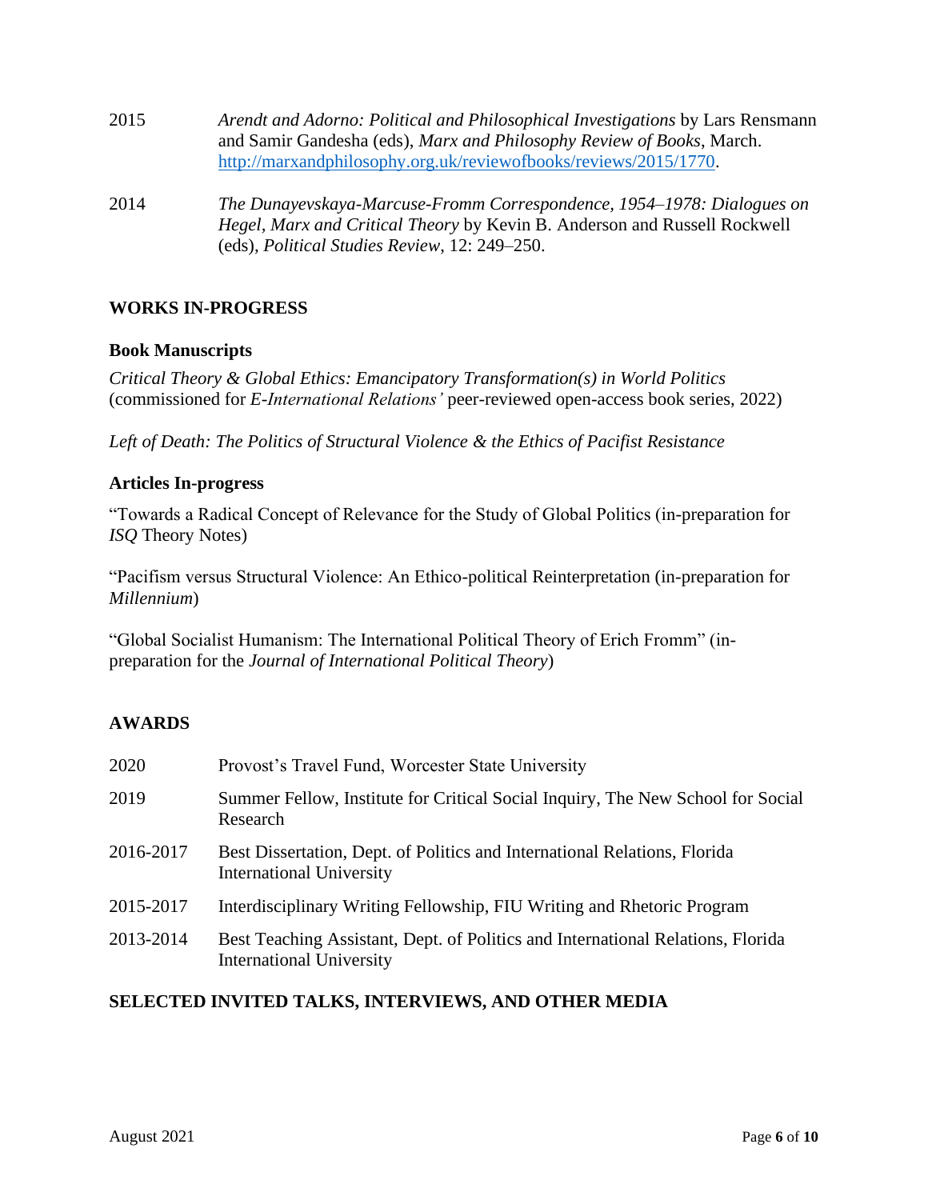2015 *Arendt and Adorno: Political and Philosophical Investigations* by Lars Rensmann and Samir Gandesha (eds), *Marx and Philosophy Review of Books*, March. http://marxandphilosophy.org.uk/reviewofbooks/reviews/2015/1770.

2014 *The Dunayevskaya-Marcuse-Fromm Correspondence, 1954–1978: Dialogues on Hegel, Marx and Critical Theory* by Kevin B. Anderson and Russell Rockwell (eds), *Political Studies Review*, 12: 249–250.

## WORKS IN-PROGRESS

### Book Manuscripts

*Critical Theory & Global Ethics: Emancipatory Transformation(s) in World Politics* (commissioned for *E-International Relations'* peer-reviewed open-access book series, 2022)

*Left of Death: The Politics of Structural Violence & the Ethics of Pacifist Resistance*

### Articles In-progress

"Towards a Radical Concept of Relevance for the Study of Global Politics (in-preparation for *ISQ* Theory Notes)

"Pacifism versus Structural Violence: An Ethico-political Reinterpretation (in-preparation for *Millennium*)

"Global Socialist Humanism: The International Political Theory of Erich Fromm" (in-preparation for the *Journal of International Political Theory*)

## AWARDS

2020 Provost's Travel Fund, Worcester State University

2019 Summer Fellow, Institute for Critical Social Inquiry, The New School for Social Research

2016-2017 Best Dissertation, Dept. of Politics and International Relations, Florida International University

2015-2017 Interdisciplinary Writing Fellowship, FIU Writing and Rhetoric Program

2013-2014 Best Teaching Assistant, Dept. of Politics and International Relations, Florida International University

## SELECTED INVITED TALKS, INTERVIEWS, AND OTHER MEDIA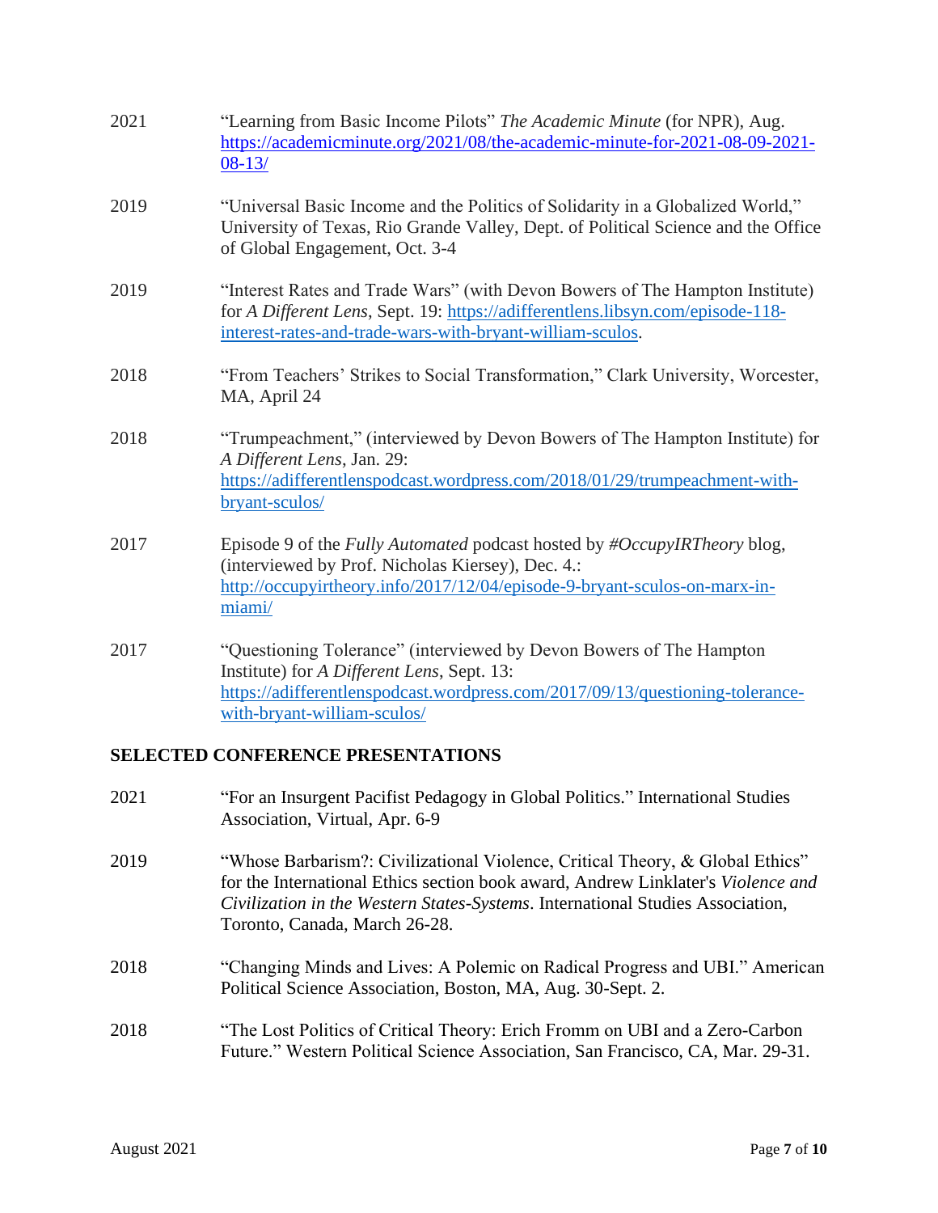2021 “Learning from Basic Income Pilots” *The Academic Minute* (for NPR), Aug. [https://academicminute.org/2021/08/the-academic-minute-for-2021-08-09-2021-08-13/](https://academicminute.org/2021/08/the-academic-minute-for-2021-08-09-2021-08-13/)

2019 “Universal Basic Income and the Politics of Solidarity in a Globalized World,” University of Texas, Rio Grande Valley, Dept. of Political Science and the Office of Global Engagement, Oct. 3-4

2019 “Interest Rates and Trade Wars” (with Devon Bowers of The Hampton Institute) for *A Different Lens*, Sept. 19: [https://adifferentlens.libsyn.com/episode-118-interest-rates-and-trade-wars-with-bryant-william-sculos](https://adifferentlens.libsyn.com/episode-118-interest-rates-and-trade-wars-with-bryant-william-sculos).

2018 “From Teachers’ Strikes to Social Transformation,” Clark University, Worcester, MA, April 24

2018 “Trumpeachment,” (interviewed by Devon Bowers of The Hampton Institute) for *A Different Lens*, Jan. 29: [https://adifferentlenspodcast.wordpress.com/2018/01/29/trumpeachment-with-bryant-sculos/](https://adifferentlenspodcast.wordpress.com/2018/01/29/trumpeachment-with-bryant-sculos/)

2017 Episode 9 of the *Fully Automated* podcast hosted by *#OccupyIRTheory* blog, (interviewed by Prof. Nicholas Kiersey), Dec. 4.: [http://occupyirtheory.info/2017/12/04/episode-9-bryant-sculos-on-marx-in-miami/](http://occupyirtheory.info/2017/12/04/episode-9-bryant-sculos-on-marx-in-miami/)

2017 “Questioning Tolerance” (interviewed by Devon Bowers of The Hampton Institute) for *A Different Lens*, Sept. 13: [https://adifferentlenspodcast.wordpress.com/2017/09/13/questioning-tolerance-with-bryant-william-sculos/](https://adifferentlenspodcast.wordpress.com/2017/09/13/questioning-tolerance-with-bryant-william-sculos/)

## SELECTED CONFERENCE PRESENTATIONS

2021 “For an Insurgent Pacifist Pedagogy in Global Politics.” International Studies Association, Virtual, Apr. 6-9

2019 “Whose Barbarism?: Civilizational Violence, Critical Theory, & Global Ethics” for the International Ethics section book award, Andrew Linklater's *Violence and Civilization in the Western States-Systems*. International Studies Association, Toronto, Canada, March 26-28.

2018 “Changing Minds and Lives: A Polemic on Radical Progress and UBI.” American Political Science Association, Boston, MA, Aug. 30-Sept. 2.

2018 “The Lost Politics of Critical Theory: Erich Fromm on UBI and a Zero-Carbon Future.” Western Political Science Association, San Francisco, CA, Mar. 29-31.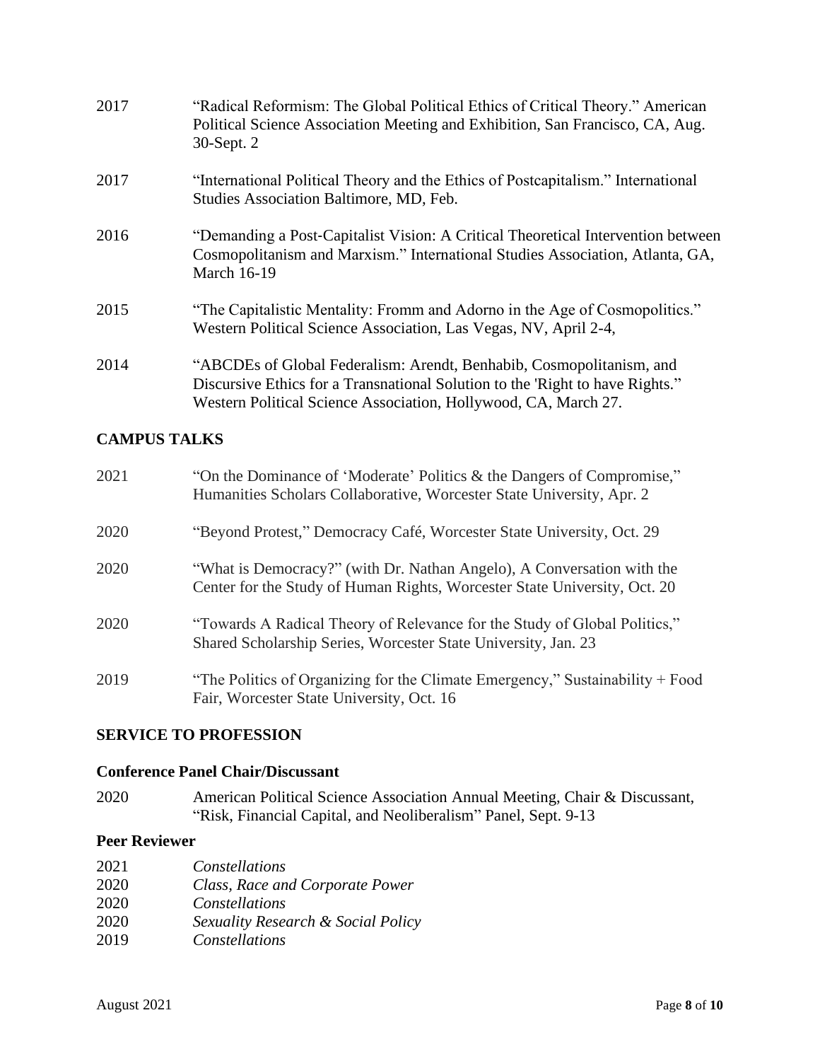2017 "Radical Reformism: The Global Political Ethics of Critical Theory." American Political Science Association Meeting and Exhibition, San Francisco, CA, Aug. 30-Sept. 2

2017 "International Political Theory and the Ethics of Postcapitalism." International Studies Association Baltimore, MD, Feb.

2016 "Demanding a Post-Capitalist Vision: A Critical Theoretical Intervention between Cosmopolitanism and Marxism." International Studies Association, Atlanta, GA, March 16-19

2015 "The Capitalistic Mentality: Fromm and Adorno in the Age of Cosmopolitics." Western Political Science Association, Las Vegas, NV, April 2-4,

2014 "ABCDEs of Global Federalism: Arendt, Benhabib, Cosmopolitanism, and Discursive Ethics for a Transnational Solution to the 'Right to have Rights." Western Political Science Association, Hollywood, CA, March 27.

## CAMPUS TALKS

2021 "On the Dominance of 'Moderate' Politics & the Dangers of Compromise," Humanities Scholars Collaborative, Worcester State University, Apr. 2

2020 "Beyond Protest," Democracy Café, Worcester State University, Oct. 29

2020 "What is Democracy?" (with Dr. Nathan Angelo), A Conversation with the Center for the Study of Human Rights, Worcester State University, Oct. 20

2020 "Towards A Radical Theory of Relevance for the Study of Global Politics," Shared Scholarship Series, Worcester State University, Jan. 23

2019 "The Politics of Organizing for the Climate Emergency," Sustainability + Food Fair, Worcester State University, Oct. 16

## SERVICE TO PROFESSION

### Conference Panel Chair/Discussant

2020 American Political Science Association Annual Meeting, Chair & Discussant, "Risk, Financial Capital, and Neoliberalism" Panel, Sept. 9-13

### Peer Reviewer

2021 *Constellations*
2020 *Class, Race and Corporate Power*
2020 *Constellations*
2020 *Sexuality Research & Social Policy*
2019 *Constellations*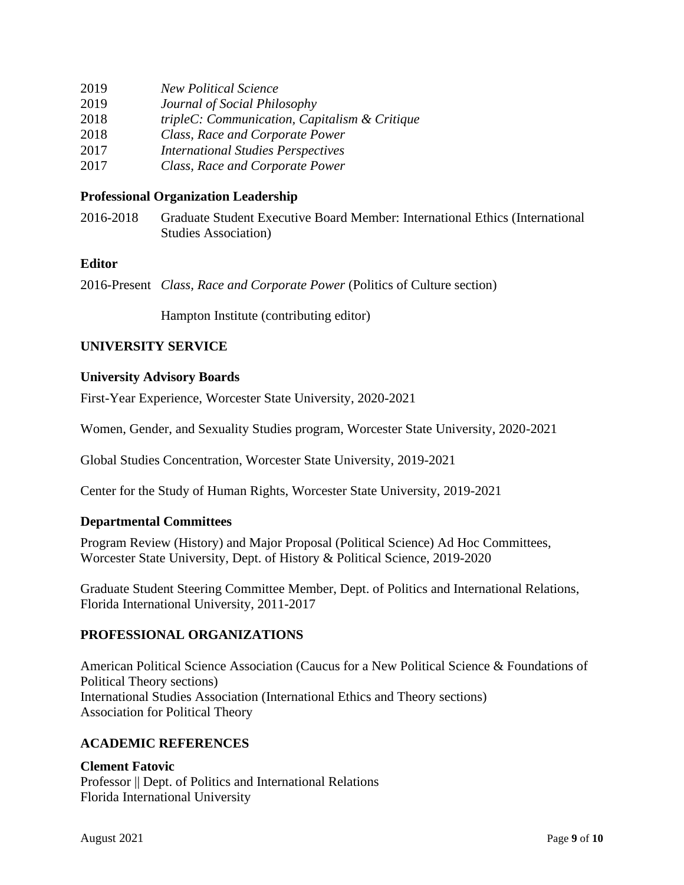2019 *New Political Science*
2019 *Journal of Social Philosophy*
2018 *tripleC: Communication, Capitalism & Critique*
2018 *Class, Race and Corporate Power*
2017 *International Studies Perspectives*
2017 *Class, Race and Corporate Power*

### Professional Organization Leadership

2016-2018 Graduate Student Executive Board Member: International Ethics (International Studies Association)

### Editor

2016-Present *Class, Race and Corporate Power* (Politics of Culture section)

Hampton Institute (contributing editor)

## UNIVERSITY SERVICE

### University Advisory Boards

First-Year Experience, Worcester State University, 2020-2021

Women, Gender, and Sexuality Studies program, Worcester State University, 2020-2021

Global Studies Concentration, Worcester State University, 2019-2021

Center for the Study of Human Rights, Worcester State University, 2019-2021

### Departmental Committees

Program Review (History) and Major Proposal (Political Science) Ad Hoc Committees, Worcester State University, Dept. of History & Political Science, 2019-2020

Graduate Student Steering Committee Member, Dept. of Politics and International Relations, Florida International University, 2011-2017

## PROFESSIONAL ORGANIZATIONS

American Political Science Association (Caucus for a New Political Science & Foundations of Political Theory sections)
International Studies Association (International Ethics and Theory sections)
Association for Political Theory

## ACADEMIC REFERENCES

**Clement Fatovic**
Professor || Dept. of Politics and International Relations
Florida International University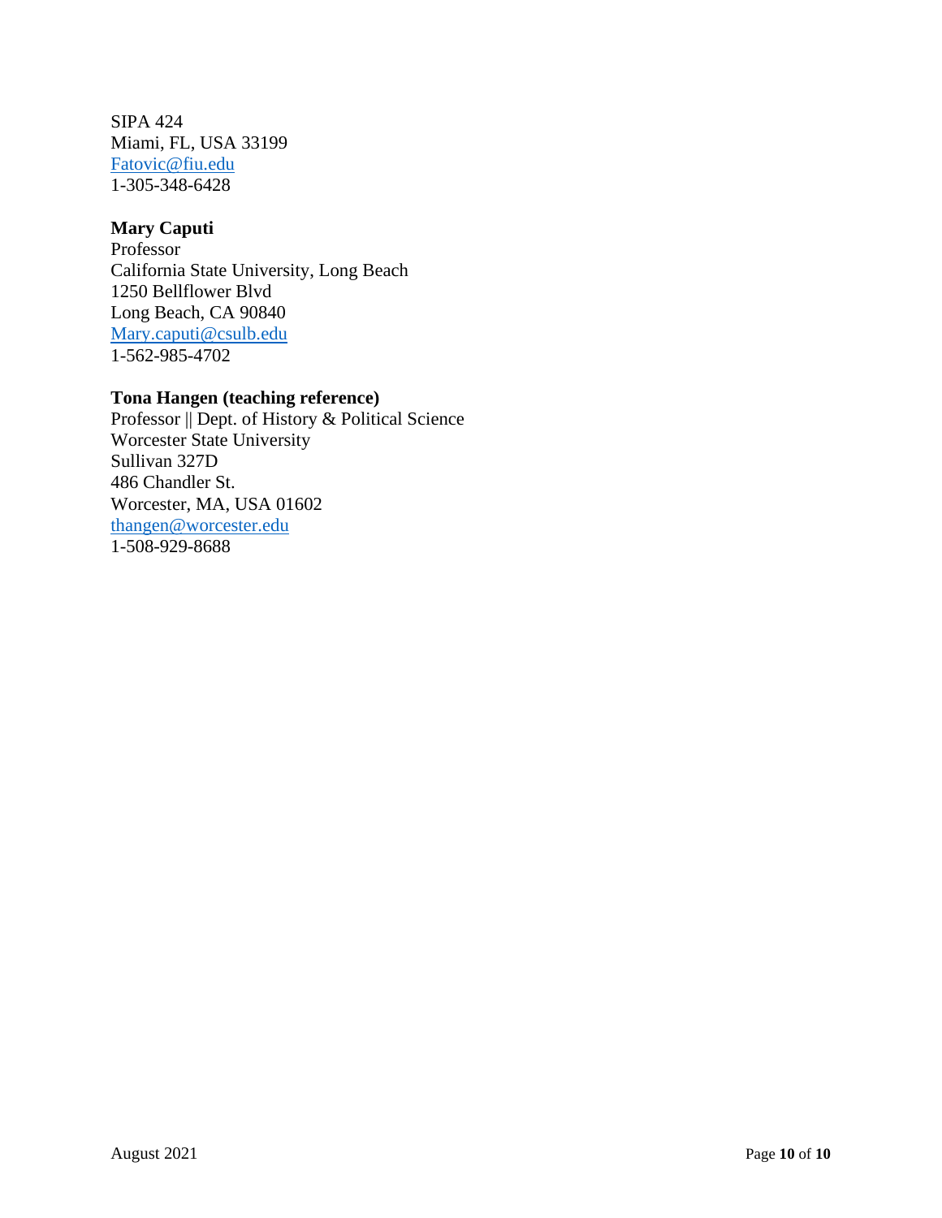SIPA 424
Miami, FL, USA 33199
Fatovic@fiu.edu
1-305-348-6428

**Mary Caputi**
Professor
California State University, Long Beach
1250 Bellflower Blvd
Long Beach, CA 90840
Mary.caputi@csulb.edu
1-562-985-4702

**Tona Hangen (teaching reference)**
Professor || Dept. of History & Political Science
Worcester State University
Sullivan 327D
486 Chandler St.
Worcester, MA, USA 01602
thangen@worcester.edu
1-508-929-8688

August 2021